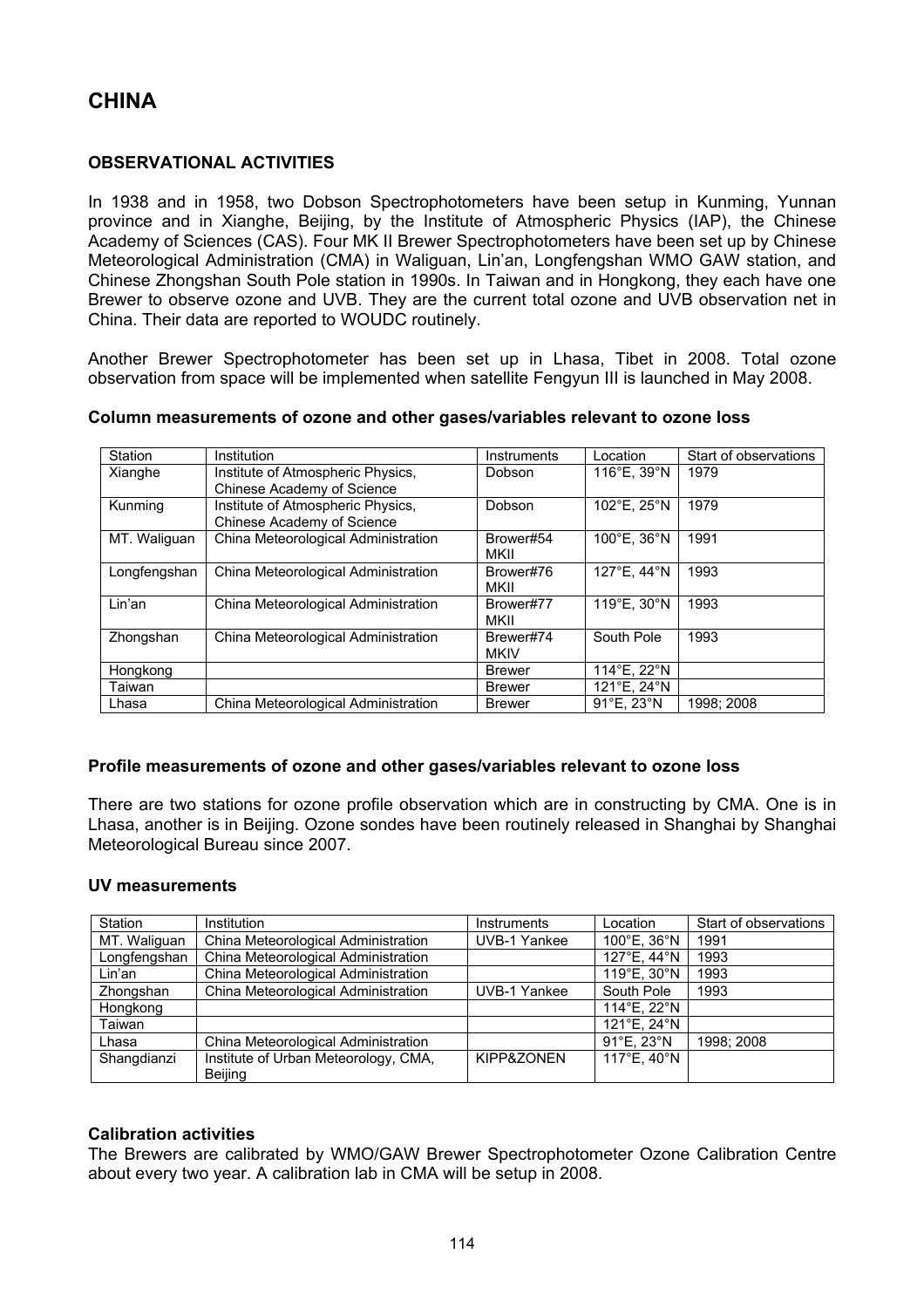# CHINA

## OBSERVATIONAL ACTIVITIES

In 1938 and in 1958, two Dobson Spectrophotometers have been setup in Kunming, Yunnan province and in Xianghe, Beijing, by the Institute of Atmospheric Physics (IAP), the Chinese Academy of Sciences (CAS). Four MK II Brewer Spectrophotometers have been set up by Chinese Meteorological Administration (CMA) in Waliguan, Lin'an, Longfengshan WMO GAW station, and Chinese Zhongshan South Pole station in 1990s. In Taiwan and in Hongkong, they each have one Brewer to observe ozone and UVB. They are the current total ozone and UVB observation net in China. Their data are reported to WOUDC routinely.

Another Brewer Spectrophotometer has been set up in Lhasa, Tibet in 2008. Total ozone observation from space will be implemented when satellite Fengyun III is launched in May 2008.

### Column measurements of ozone and other gases/variables relevant to ozone loss

| Station | Institution | Instruments | Location | Start of observations |
|---|---|---|---|---|
| Xianghe | Institute of Atmospheric Physics, Chinese Academy of Science | Dobson | 116°E, 39°N | 1979 |
| Kunming | Institute of Atmospheric Physics, Chinese Academy of Science | Dobson | 102°E, 25°N | 1979 |
| MT. Waliguan | China Meteorological Administration | Brower#54 MKII | 100°E, 36°N | 1991 |
| Longfengshan | China Meteorological Administration | Brower#76 MKII | 127°E, 44°N | 1993 |
| Lin'an | China Meteorological Administration | Brower#77 MKII | 119°E, 30°N | 1993 |
| Zhongshan | China Meteorological Administration | Brewer#74 MKIV | South Pole | 1993 |
| Hongkong | | Brewer | 114°E, 22°N | |
| Taiwan | | Brewer | 121°E, 24°N | |
| Lhasa | China Meteorological Administration | Brewer | 91°E, 23°N | 1998; 2008 |

### Profile measurements of ozone and other gases/variables relevant to ozone loss

There are two stations for ozone profile observation which are in constructing by CMA. One is in Lhasa, another is in Beijing. Ozone sondes have been routinely released in Shanghai by Shanghai Meteorological Bureau since 2007.

### UV measurements

| Station | Institution | Instruments | Location | Start of observations |
|---|---|---|---|---|
| MT. Waliguan | China Meteorological Administration | UVB-1 Yankee | 100°E, 36°N | 1991 |
| Longfengshan | China Meteorological Administration | | 127°E, 44°N | 1993 |
| Lin'an | China Meteorological Administration | | 119°E, 30°N | 1993 |
| Zhongshan | China Meteorological Administration | UVB-1 Yankee | South Pole | 1993 |
| Hongkong | | | 114°E, 22°N | |
| Taiwan | | | 121°E, 24°N | |
| Lhasa | China Meteorological Administration | | 91°E, 23°N | 1998; 2008 |
| Shangdianzi | Institute of Urban Meteorology, CMA, Beijing | KIPP&ZONEN | 117°E, 40°N | |

### Calibration activities

The Brewers are calibrated by WMO/GAW Brewer Spectrophotometer Ozone Calibration Centre about every two year. A calibration lab in CMA will be setup in 2008.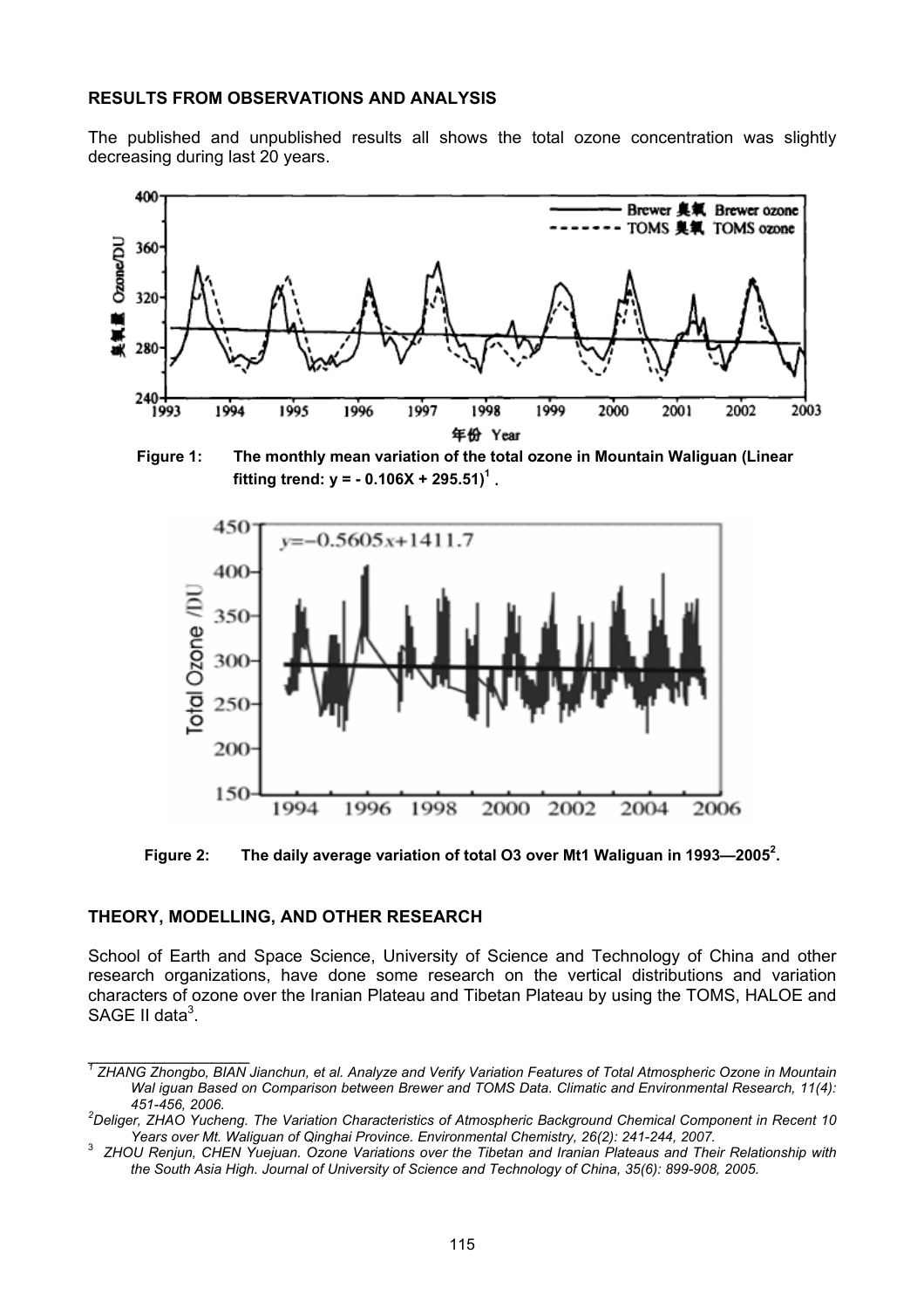## RESULTS FROM OBSERVATIONS AND ANALYSIS

The published and unpublished results all shows the total ozone concentration was slightly decreasing during last 20 years.

400
360
320
280
240
臭氧量 Ozone/DU
Brewer 臭氧 Brewer ozone
TOMS 臭氧 TOMS ozone
1993 1994 1995 1996 1997 1998 1999 2000 2001 2002 2003
年份 Year

**Figure 1: The monthly mean variation of the total ozone in Mountain Waliguan (Linear fitting trend: y = - 0.106X + 295.51)[1] .**

$y=-0.5605x+1411.7$
450
400
350
300
250
200
150
Total Ozone /DU
1994 1996 1998 2000 2002 2004 2006

**Figure 2: The daily average variation of total O3 over Mt1 Waliguan in 1993—2005[2].**

## THEORY, MODELLING, AND OTHER RESEARCH

School of Earth and Space Science, University of Science and Technology of China and other research organizations, have done some research on the vertical distributions and variation characters of ozone over the Iranian Plateau and Tibetan Plateau by using the TOMS, HALOE and SAGE II data[3].

---

[1] *ZHANG Zhongbo, BIAN Jianchun, et al. Analyze and Verify Variation Features of Total Atmospheric Ozone in Mountain Wal iguan Based on Comparison between Brewer and TOMS Data. Climatic and Environmental Research, 11(4): 451-456, 2006.*

[2] *Deliger, ZHAO Yucheng. The Variation Characteristics of Atmospheric Background Chemical Component in Recent 10 Years over Mt. Waliguan of Qinghai Province. Environmental Chemistry, 26(2): 241-244, 2007.*

[3] *ZHOU Renjun, CHEN Yuejuan. Ozone Variations over the Tibetan and Iranian Plateaus and Their Relationship with the South Asia High. Journal of University of Science and Technology of China, 35(6): 899-908, 2005.*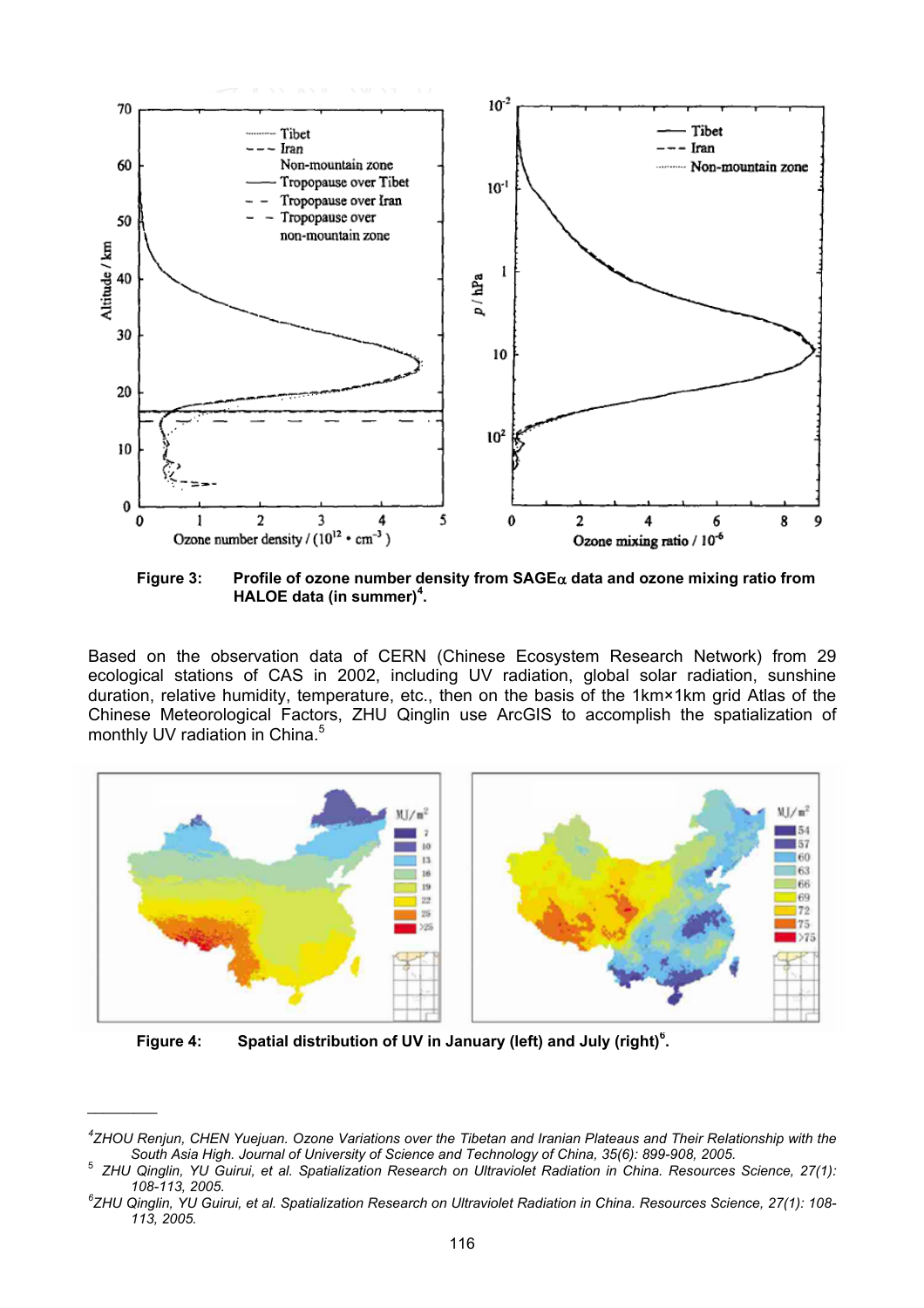70
60
50
40
30
20
10
0

Altitude / km

Tibet
Iran
Non-mountain zone
Tropopause over Tibet
Tropopause over Iran
Tropopause over non-mountain zone

0 1 2 3 4 5

Ozone number density / ($10^{12}$ • $cm^{-3}$)

$10^{-2}$
$10^{-1}$
1
10
$10^{2}$

p / hPa

Tibet
Iran
Non-mountain zone

0 2 4 6 8 9

Ozone mixing ratio / $10^{-6}$

**Figure 3: Profile of ozone number density from SAGEα data and ozone mixing ratio from HALOE data (in summer)[4].**

Based on the observation data of CERN (Chinese Ecosystem Research Network) from 29 ecological stations of CAS in 2002, including UV radiation, global solar radiation, sunshine duration, relative humidity, temperature, etc., then on the basis of the 1km×1km grid Atlas of the Chinese Meteorological Factors, ZHU Qinglin use ArcGIS to accomplish the spatialization of monthly UV radiation in China.[5]

MJ/m²
7
10
13
16
19
22
25
>25

MJ/m²
54
57
60
63
66
69
72
75
>75

**Figure 4: Spatial distribution of UV in January (left) and July (right)[6].**

---

[4] ZHOU Renjun, CHEN Yuejuan. Ozone Variations over the Tibetan and Iranian Plateaus and Their Relationship with the South Asia High. Journal of University of Science and Technology of China, 35(6): 899-908, 2005.

[5] ZHU Qinglin, YU Guirui, et al. Spatialization Research on Ultraviolet Radiation in China. Resources Science, 27(1): 108-113, 2005.

[6] ZHU Qinglin, YU Guirui, et al. Spatialization Research on Ultraviolet Radiation in China. Resources Science, 27(1): 108-113, 2005.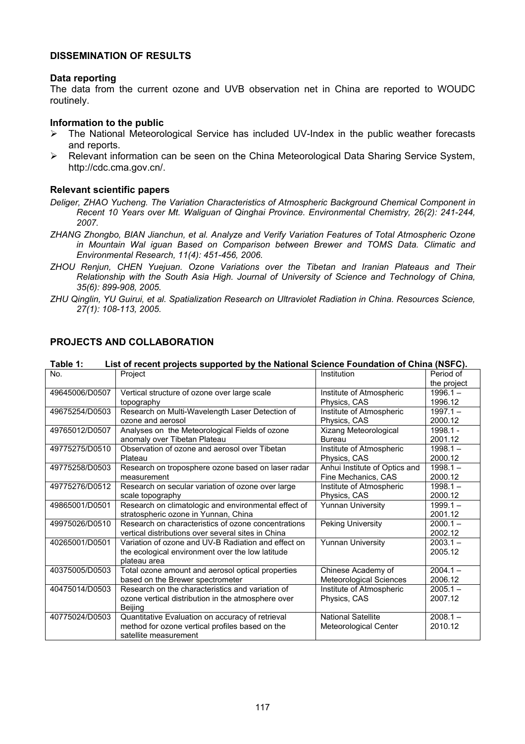## DISSEMINATION OF RESULTS

### Data reporting

The data from the current ozone and UVB observation net in China are reported to WOUDC routinely.

### Information to the public

- The National Meteorological Service has included UV-Index in the public weather forecasts and reports.
- Relevant information can be seen on the China Meteorological Data Sharing Service System, http://cdc.cma.gov.cn/.

### Relevant scientific papers

*Deliger, ZHAO Yucheng. The Variation Characteristics of Atmospheric Background Chemical Component in Recent 10 Years over Mt. Waliguan of Qinghai Province. Environmental Chemistry, 26(2): 241-244, 2007.*

*ZHANG Zhongbo, BIAN Jianchun, et al. Analyze and Verify Variation Features of Total Atmospheric Ozone in Mountain Wal iguan Based on Comparison between Brewer and TOMS Data. Climatic and Environmental Research, 11(4): 451-456, 2006.*

*ZHOU Renjun, CHEN Yuejuan. Ozone Variations over the Tibetan and Iranian Plateaus and Their Relationship with the South Asia High. Journal of University of Science and Technology of China, 35(6): 899-908, 2005.*

*ZHU Qinglin, YU Guirui, et al. Spatialization Research on Ultraviolet Radiation in China. Resources Science, 27(1): 108-113, 2005.*

## PROJECTS AND COLLABORATION

**Table 1: List of recent projects supported by the National Science Foundation of China (NSFC).**

| No. | Project | Institution | Period of the project |
|---|---|---|---|
| 49645006/D0507 | Vertical structure of ozone over large scale topography | Institute of Atmospheric Physics, CAS | 1996.1 – 1996.12 |
| 49675254/D0503 | Research on Multi-Wavelength Laser Detection of ozone and aerosol | Institute of Atmospheric Physics, CAS | 1997.1 – 2000.12 |
| 49765012/D0507 | Analyses on the Meteorological Fields of ozone anomaly over Tibetan Plateau | Xizang Meteorological Bureau | 1998.1 - 2001.12 |
| 49775275/D0510 | Observation of ozone and aerosol over Tibetan Plateau | Institute of Atmospheric Physics, CAS | 1998.1 – 2000.12 |
| 49775258/D0503 | Research on troposphere ozone based on laser radar measurement | Anhui Institute of Optics and Fine Mechanics, CAS | 1998.1 – 2000.12 |
| 49775276/D0512 | Research on secular variation of ozone over large scale topography | Institute of Atmospheric Physics, CAS | 1998.1 – 2000.12 |
| 49865001/D0501 | Research on climatologic and environmental effect of stratospheric ozone in Yunnan, China | Yunnan University | 1999.1 – 2001.12 |
| 49975026/D0510 | Research on characteristics of ozone concentrations vertical distributions over several sites in China | Peking University | 2000.1 – 2002.12 |
| 40265001/D0501 | Variation of ozone and UV-B Radiation and effect on the ecological environment over the low latitude plateau area | Yunnan University | 2003.1 – 2005.12 |
| 40375005/D0503 | Total ozone amount and aerosol optical properties based on the Brewer spectrometer | Chinese Academy of Meteorological Sciences | 2004.1 – 2006.12 |
| 40475014/D0503 | Research on the characteristics and variation of ozone vertical distribution in the atmosphere over Beijing | Institute of Atmospheric Physics, CAS | 2005.1 – 2007.12 |
| 40775024/D0503 | Quantitative Evaluation on accuracy of retrieval method for ozone vertical profiles based on the satellite measurement | National Satellite Meteorological Center | 2008.1 – 2010.12 |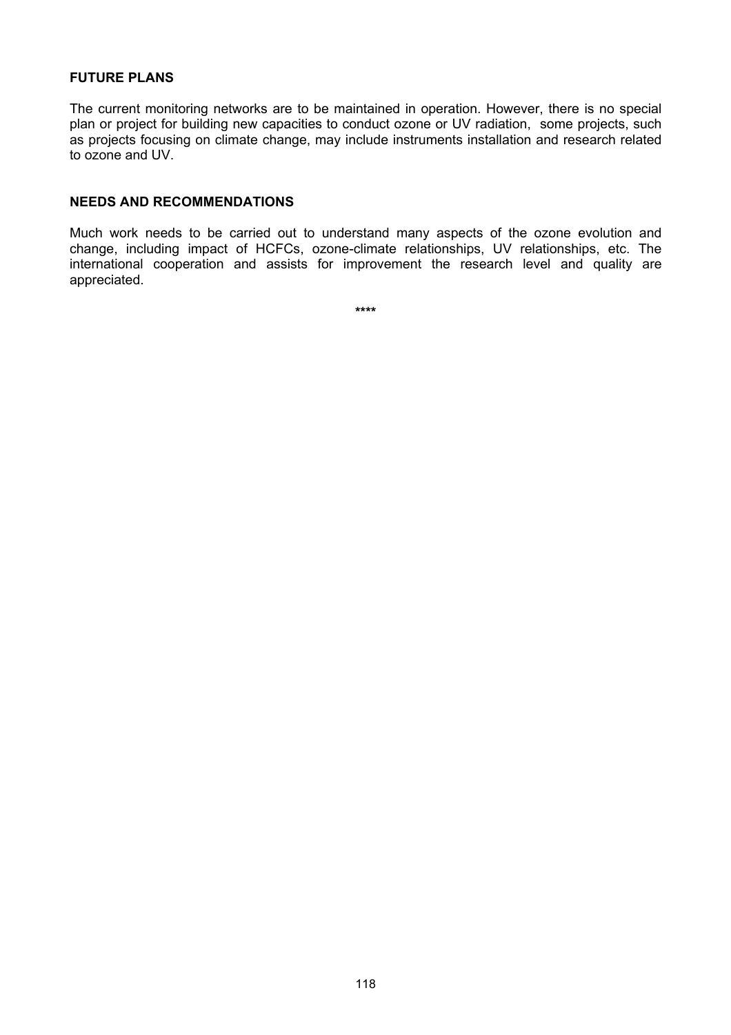## FUTURE PLANS

The current monitoring networks are to be maintained in operation. However, there is no special plan or project for building new capacities to conduct ozone or UV radiation, some projects, such as projects focusing on climate change, may include instruments installation and research related to ozone and UV.

## NEEDS AND RECOMMENDATIONS

Much work needs to be carried out to understand many aspects of the ozone evolution and change, including impact of HCFCs, ozone-climate relationships, UV relationships, etc. The international cooperation and assists for improvement the research level and quality are appreciated.

****